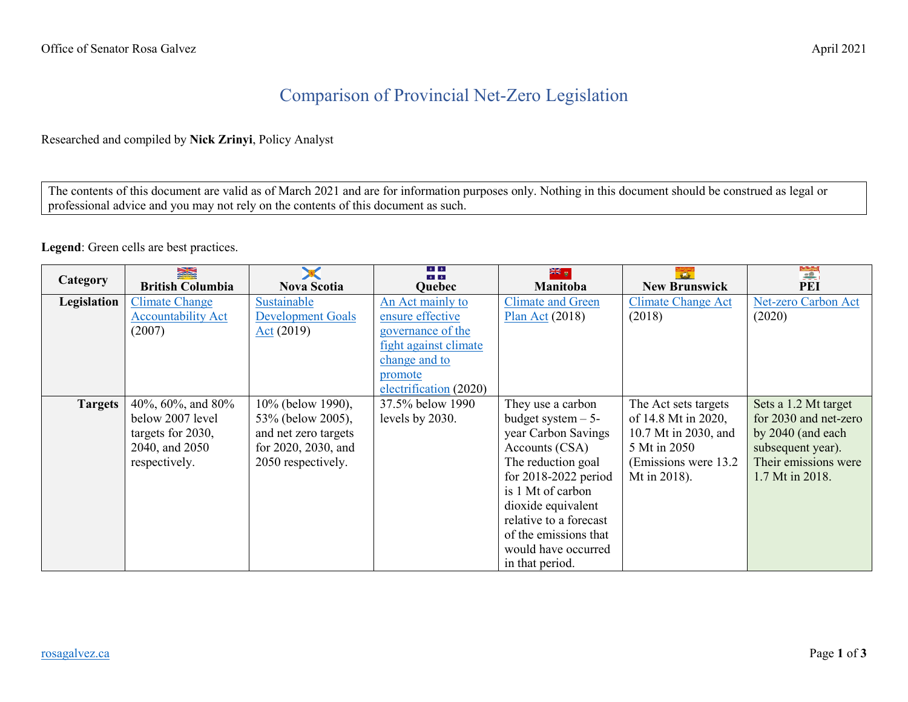Office of Senator Rosa Galvez

April 2021

# Comparison of Provincial Net-Zero Legislation

Researched and compiled by **Nick Zrinyi**, Policy Analyst

The contents of this document are valid as of March 2021 and are for information purposes only. Nothing in this document should be construed as legal or professional advice and you may not rely on the contents of this document as such.

**Legend**: Green cells are best practices.

| Category | British Columbia | Nova Scotia | Quebec | Manitoba | New Brunswick | PEI |
|---|---|---|---|---|---|---|
| **Legislation** | Climate Change Accountability Act (2007) | Sustainable Development Goals Act (2019) | An Act mainly to ensure effective governance of the fight against climate change and to promote electrification (2020) | Climate and Green Plan Act (2018) | Climate Change Act (2018) | Net-zero Carbon Act (2020) |
| **Targets** | 40%, 60%, and 80% below 2007 level targets for 2030, 2040, and 2050 respectively. | 10% (below 1990), 53% (below 2005), and net zero targets for 2020, 2030, and 2050 respectively. | 37.5% below 1990 levels by 2030. | They use a carbon budget system – 5-year Carbon Savings Accounts (CSA) The reduction goal for 2018-2022 period is 1 Mt of carbon dioxide equivalent relative to a forecast of the emissions that would have occurred in that period. | The Act sets targets of 14.8 Mt in 2020, 10.7 Mt in 2030, and 5 Mt in 2050 (Emissions were 13.2 Mt in 2018). | Sets a 1.2 Mt target for 2030 and net-zero by 2040 (and each subsequent year). Their emissions were 1.7 Mt in 2018. |

rosagalvez.ca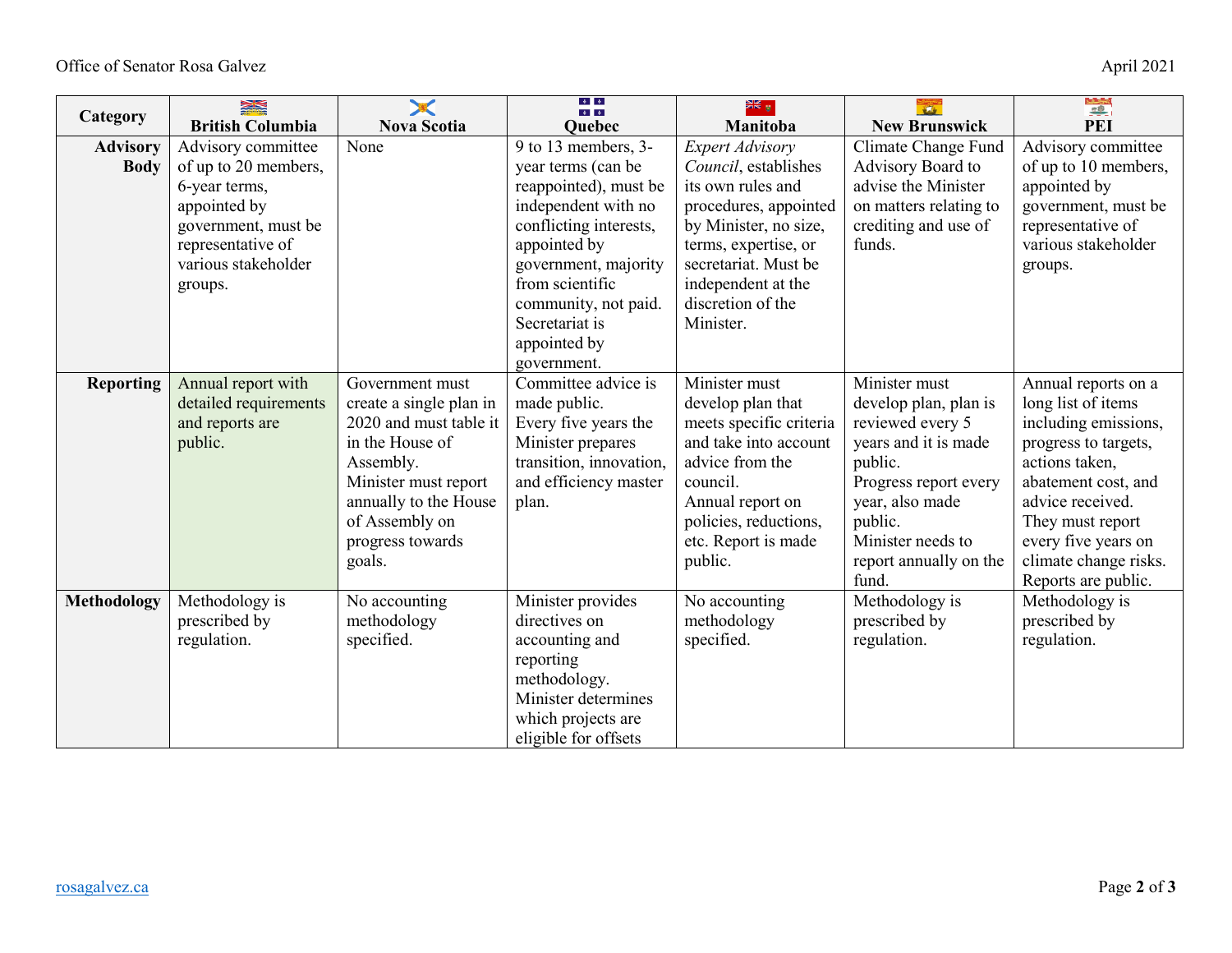| Category | British Columbia | Nova Scotia | Quebec | Manitoba | New Brunswick | PEI |
|---|---|---|---|---|---|---|
| **Advisory Body** | Advisory committee of up to 20 members, 6-year terms, appointed by government, must be representative of various stakeholder groups. | None | 9 to 13 members, 3-year terms (can be reappointed), must be independent with no conflicting interests, appointed by government, majority from scientific community, not paid. Secretariat is appointed by government. | *Expert Advisory Council*, establishes its own rules and procedures, appointed by Minister, no size, terms, expertise, or secretariat. Must be independent at the discretion of the Minister. | Climate Change Fund Advisory Board to advise the Minister on matters relating to crediting and use of funds. | Advisory committee of up to 10 members, appointed by government, must be representative of various stakeholder groups. |
| **Reporting** | Annual report with detailed requirements and reports are public. | Government must create a single plan in 2020 and must table it in the House of Assembly. Minister must report annually to the House of Assembly on progress towards goals. | Committee advice is made public. Every five years the Minister prepares transition, innovation, and efficiency master plan. | Minister must develop plan that meets specific criteria and take into account advice from the council. Annual report on policies, reductions, etc. Report is made public. | Minister must develop plan, plan is reviewed every 5 years and it is made public. Progress report every year, also made public. Minister needs to report annually on the fund. | Annual reports on a long list of items including emissions, progress to targets, actions taken, abatement cost, and advice received. They must report every five years on climate change risks. Reports are public. |
| **Methodology** | Methodology is prescribed by regulation. | No accounting methodology specified. | Minister provides directives on accounting and reporting methodology. Minister determines which projects are eligible for offsets | No accounting methodology specified. | Methodology is prescribed by regulation. | Methodology is prescribed by regulation. |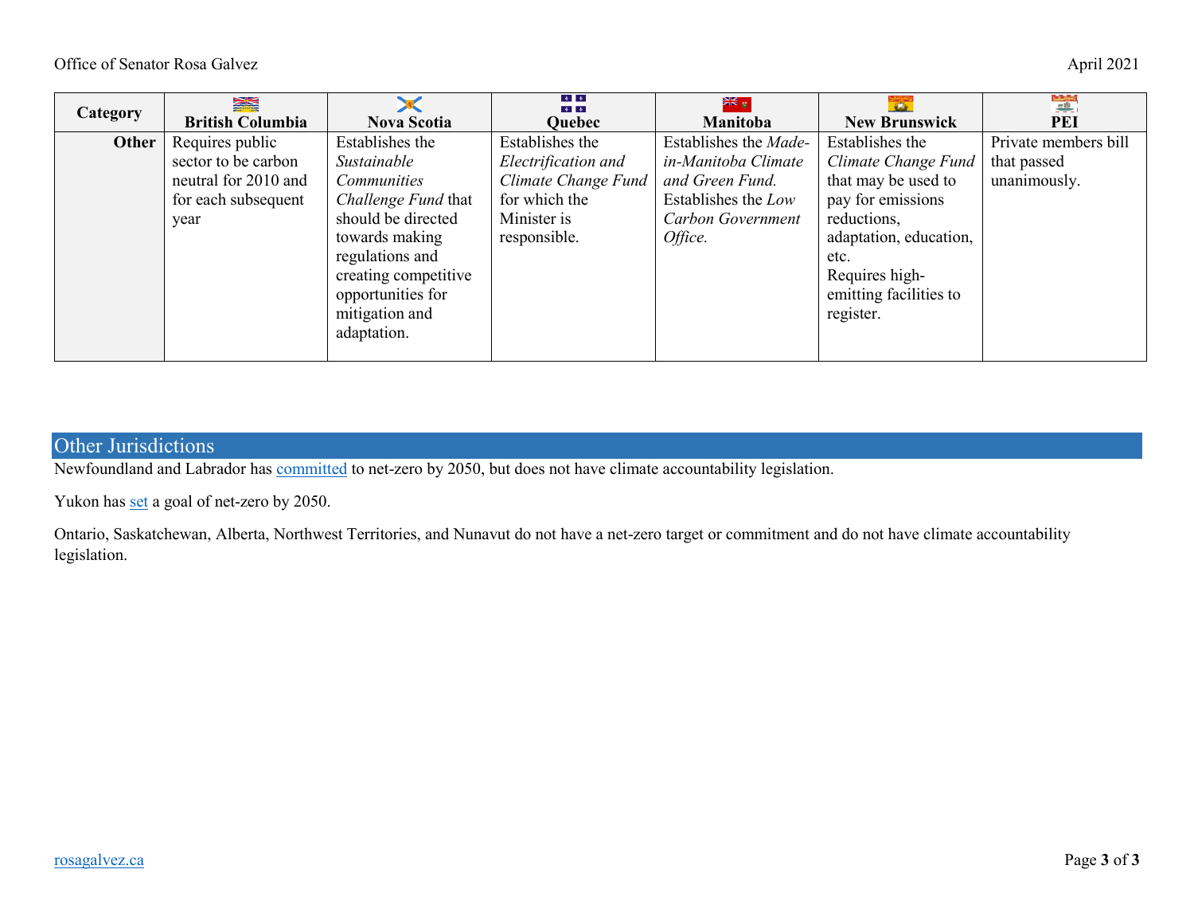| Category | British Columbia | Nova Scotia | Quebec | Manitoba | New Brunswick | PEI |
| --- | --- | --- | --- | --- | --- | --- |
| **Other** | Requires public sector to be carbon neutral for 2010 and for each subsequent year | Establishes the *Sustainable Communities Challenge Fund* that should be directed towards making regulations and creating competitive opportunities for mitigation and adaptation. | Establishes the *Electrification and Climate Change Fund* for which the Minister is responsible. | Establishes the *Made-in-Manitoba Climate and Green Fund.* Establishes the *Low Carbon Government Office.* | Establishes the *Climate Change Fund* that may be used to pay for emissions reductions, adaptation, education, etc. Requires high-emitting facilities to register. | Private members bill that passed unanimously. |

## Other Jurisdictions

Newfoundland and Labrador has committed to net-zero by 2050, but does not have climate accountability legislation.

Yukon has set a goal of net-zero by 2050.

Ontario, Saskatchewan, Alberta, Northwest Territories, and Nunavut do not have a net-zero target or commitment and do not have climate accountability legislation.